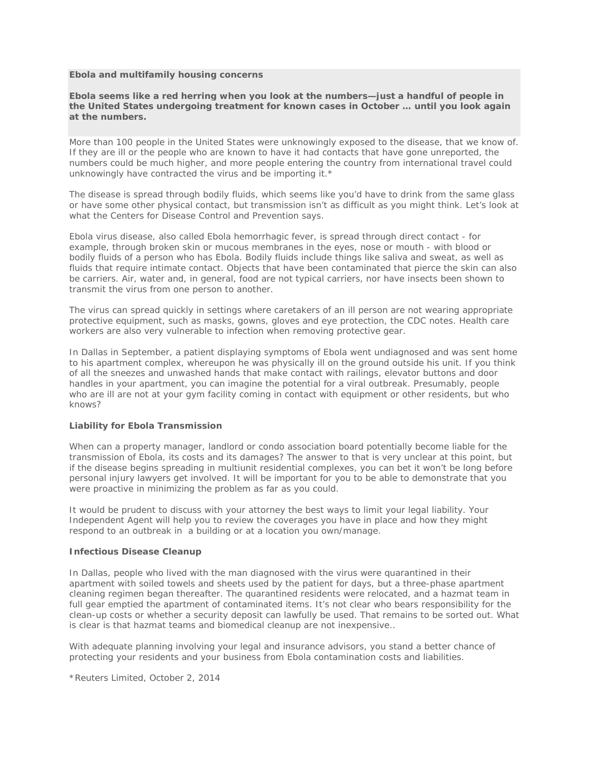**Ebola and multifamily housing concerns**

**Ebola seems like a red herring when you look at the numbers—just a handful of people in the United States undergoing treatment for known cases in October … until you look again at the numbers.**

More than 100 people in the United States were unknowingly exposed to the disease, that we know of. If they are ill or the people who are known to have it had contacts that have gone unreported, the numbers could be much higher, and more people entering the country from international travel could unknowingly have contracted the virus and be importing it.*

The disease is spread through bodily fluids, which seems like you'd have to drink from the same glass or have some other physical contact, but transmission isn't as difficult as you might think. Let's look at what the Centers for Disease Control and Prevention says.

Ebola virus disease, also called Ebola hemorrhagic fever, is spread through direct contact - for example, through broken skin or mucous membranes in the eyes, nose or mouth - with blood or bodily fluids of a person who has Ebola. Bodily fluids include things like saliva and sweat, as well as fluids that require intimate contact. Objects that have been contaminated that pierce the skin can also be carriers. Air, water and, in general, food are not typical carriers, nor have insects been shown to transmit the virus from one person to another.

The virus can spread quickly in settings where caretakers of an ill person are not wearing appropriate protective equipment, such as masks, gowns, gloves and eye protection, the CDC notes. Health care workers are also very vulnerable to infection when removing protective gear.

In Dallas in September, a patient displaying symptoms of Ebola went undiagnosed and was sent home to his apartment complex, whereupon he was physically ill on the ground outside his unit. If you think of all the sneezes and unwashed hands that make contact with railings, elevator buttons and door handles in your apartment, you can imagine the potential for a viral outbreak. Presumably, people who are ill are not at your gym facility coming in contact with equipment or other residents, but who knows?

**Liability for Ebola Transmission**

When can a property manager, landlord or condo association board potentially become liable for the transmission of Ebola, its costs and its damages? The answer to that is very unclear at this point, but if the disease begins spreading in multiunit residential complexes, you can bet it won't be long before personal injury lawyers get involved. It will be important for you to be able to demonstrate that you were proactive in minimizing the problem as far as you could.

It would be prudent to discuss with your attorney the best ways to limit your legal liability. Your Independent Agent will help you to review the coverages you have in place and how they might respond to an outbreak in a building or at a location you own/manage.

**Infectious Disease Cleanup**

In Dallas, people who lived with the man diagnosed with the virus were quarantined in their apartment with soiled towels and sheets used by the patient for days, but a three-phase apartment cleaning regimen began thereafter. The quarantined residents were relocated, and a hazmat team in full gear emptied the apartment of contaminated items. It's not clear who bears responsibility for the clean-up costs or whether a security deposit can lawfully be used. That remains to be sorted out. What is clear is that hazmat teams and biomedical cleanup are not inexpensive..

With adequate planning involving your legal and insurance advisors, you stand a better chance of protecting your residents and your business from Ebola contamination costs and liabilities.

*Reuters Limited, October 2, 2014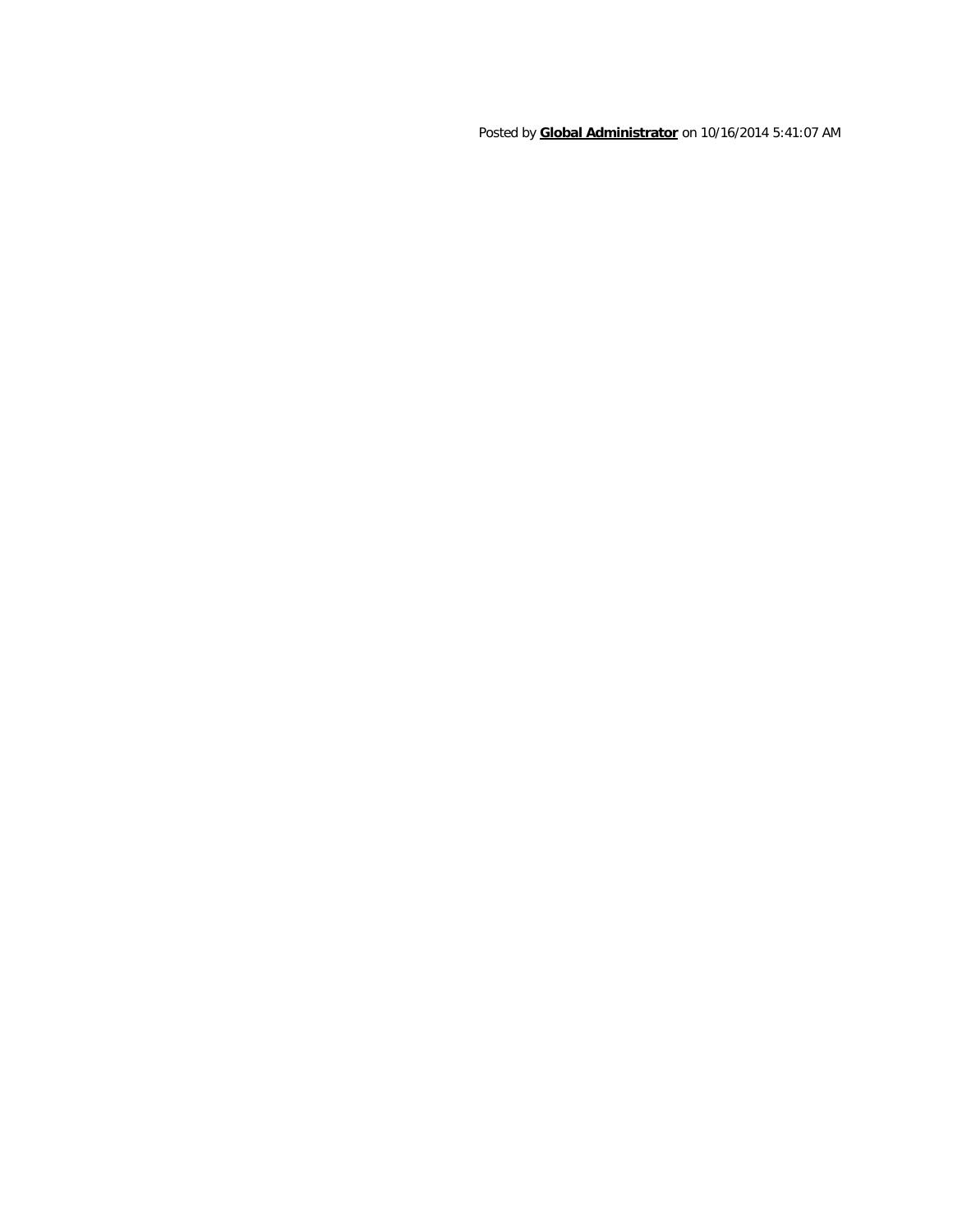Posted by **Global Administrator** on 10/16/2014 5:41:07 AM